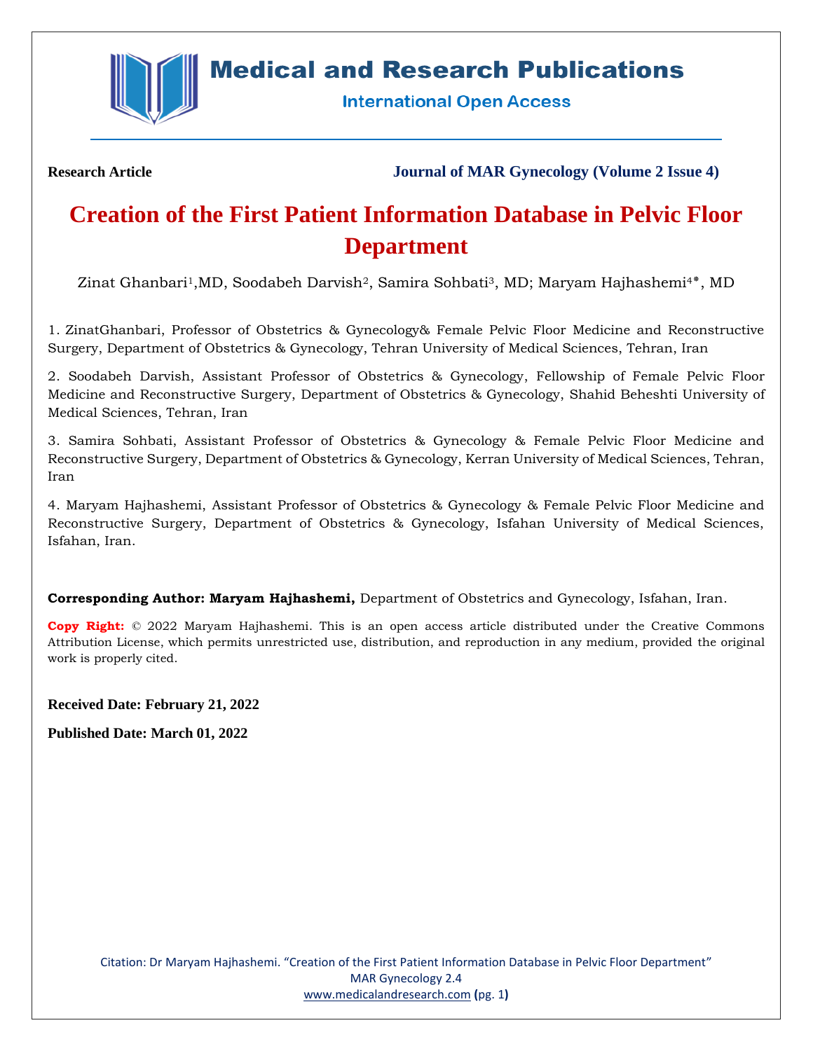**Research Article**

**Journal of MAR Gynecology (Volume 2 Issue 4)**

# Creation of the First Patient Information Database in Pelvic Floor Department

Zinat Ghanbari[1],MD, Soodabeh Darvish[2], Samira Sohbati[3], MD; Maryam Hajhashemi[4*], MD

1. ZinatGhanbari, Professor of Obstetrics & Gynecology& Female Pelvic Floor Medicine and Reconstructive Surgery, Department of Obstetrics & Gynecology, Tehran University of Medical Sciences, Tehran, Iran

2. Soodabeh Darvish, Assistant Professor of Obstetrics & Gynecology, Fellowship of Female Pelvic Floor Medicine and Reconstructive Surgery, Department of Obstetrics & Gynecology, Shahid Beheshti University of Medical Sciences, Tehran, Iran

3. Samira Sohbati, Assistant Professor of Obstetrics & Gynecology & Female Pelvic Floor Medicine and Reconstructive Surgery, Department of Obstetrics & Gynecology, Kerran University of Medical Sciences, Tehran, Iran

4. Maryam Hajhashemi, Assistant Professor of Obstetrics & Gynecology & Female Pelvic Floor Medicine and Reconstructive Surgery, Department of Obstetrics & Gynecology, Isfahan University of Medical Sciences, Isfahan, Iran.

**Corresponding Author: Maryam Hajhashemi,** Department of Obstetrics and Gynecology, Isfahan, Iran.

**Copy Right:** © 2022 Maryam Hajhashemi. This is an open access article distributed under the Creative Commons Attribution License, which permits unrestricted use, distribution, and reproduction in any medium, provided the original work is properly cited.

**Received Date: February 21, 2022**

**Published Date: March 01, 2022**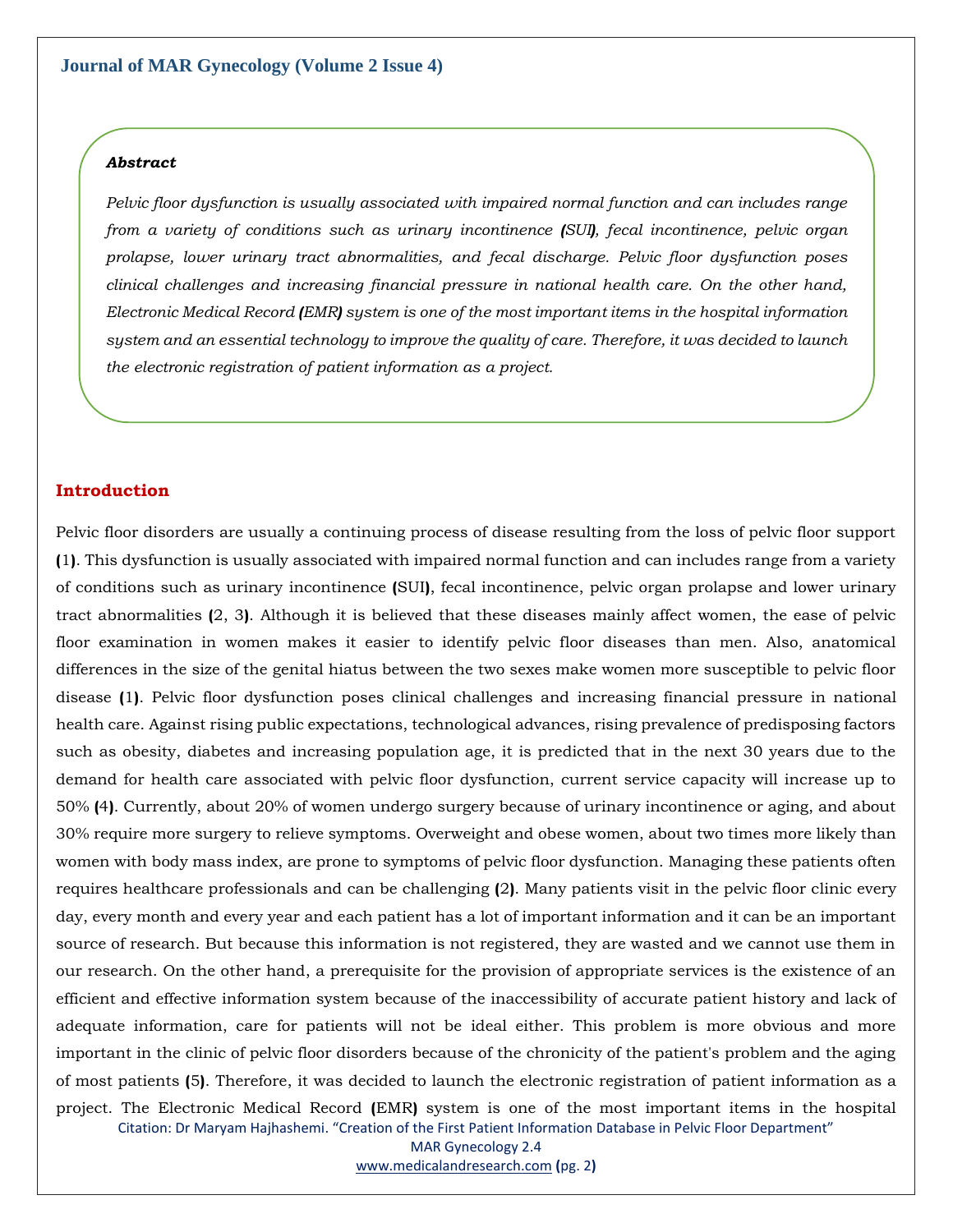### *Abstract*

*Pelvic floor dysfunction is usually associated with impaired normal function and can includes range from a variety of conditions such as urinary incontinence (SUI), fecal incontinence, pelvic organ prolapse, lower urinary tract abnormalities, and fecal discharge. Pelvic floor dysfunction poses clinical challenges and increasing financial pressure in national health care. On the other hand, Electronic Medical Record (EMR) system is one of the most important items in the hospital information system and an essential technology to improve the quality of care. Therefore, it was decided to launch the electronic registration of patient information as a project.*

## Introduction

Pelvic floor disorders are usually a continuing process of disease resulting from the loss of pelvic floor support (1). This dysfunction is usually associated with impaired normal function and can includes range from a variety of conditions such as urinary incontinence (SUI), fecal incontinence, pelvic organ prolapse and lower urinary tract abnormalities (2, 3). Although it is believed that these diseases mainly affect women, the ease of pelvic floor examination in women makes it easier to identify pelvic floor diseases than men. Also, anatomical differences in the size of the genital hiatus between the two sexes make women more susceptible to pelvic floor disease (1). Pelvic floor dysfunction poses clinical challenges and increasing financial pressure in national health care. Against rising public expectations, technological advances, rising prevalence of predisposing factors such as obesity, diabetes and increasing population age, it is predicted that in the next 30 years due to the demand for health care associated with pelvic floor dysfunction, current service capacity will increase up to 50% (4). Currently, about 20% of women undergo surgery because of urinary incontinence or aging, and about 30% require more surgery to relieve symptoms. Overweight and obese women, about two times more likely than women with body mass index, are prone to symptoms of pelvic floor dysfunction. Managing these patients often requires healthcare professionals and can be challenging (2). Many patients visit in the pelvic floor clinic every day, every month and every year and each patient has a lot of important information and it can be an important source of research. But because this information is not registered, they are wasted and we cannot use them in our research. On the other hand, a prerequisite for the provision of appropriate services is the existence of an efficient and effective information system because of the inaccessibility of accurate patient history and lack of adequate information, care for patients will not be ideal either. This problem is more obvious and more important in the clinic of pelvic floor disorders because of the chronicity of the patient's problem and the aging of most patients (5). Therefore, it was decided to launch the electronic registration of patient information as a project. The Electronic Medical Record (EMR) system is one of the most important items in the hospital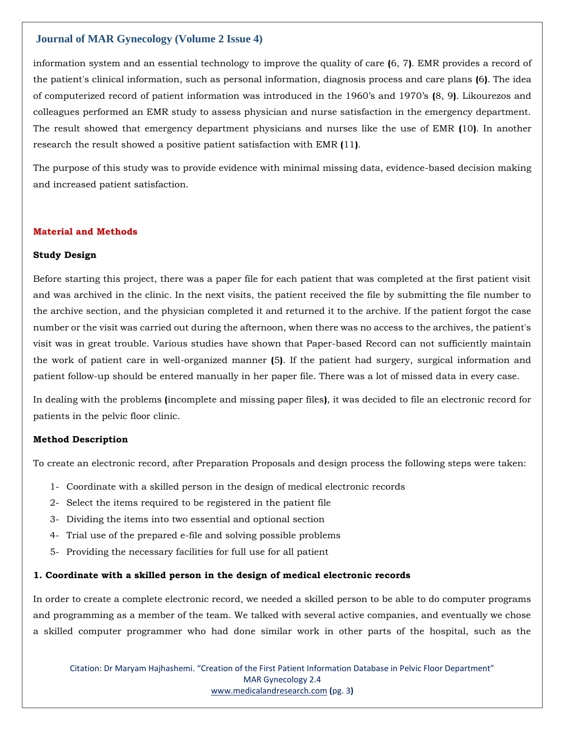information system and an essential technology to improve the quality of care (6, 7). EMR provides a record of the patient's clinical information, such as personal information, diagnosis process and care plans (6). The idea of computerized record of patient information was introduced in the 1960's and 1970's (8, 9). Likourezos and colleagues performed an EMR study to assess physician and nurse satisfaction in the emergency department. The result showed that emergency department physicians and nurses like the use of EMR (10). In another research the result showed a positive patient satisfaction with EMR (11).

The purpose of this study was to provide evidence with minimal missing data, evidence-based decision making and increased patient satisfaction.

## Material and Methods

### Study Design

Before starting this project, there was a paper file for each patient that was completed at the first patient visit and was archived in the clinic. In the next visits, the patient received the file by submitting the file number to the archive section, and the physician completed it and returned it to the archive. If the patient forgot the case number or the visit was carried out during the afternoon, when there was no access to the archives, the patient's visit was in great trouble. Various studies have shown that Paper-based Record can not sufficiently maintain the work of patient care in well-organized manner (5). If the patient had surgery, surgical information and patient follow-up should be entered manually in her paper file. There was a lot of missed data in every case.

In dealing with the problems (incomplete and missing paper files), it was decided to file an electronic record for patients in the pelvic floor clinic.

### Method Description

To create an electronic record, after Preparation Proposals and design process the following steps were taken:

1- Coordinate with a skilled person in the design of medical electronic records
2- Select the items required to be registered in the patient file
3- Dividing the items into two essential and optional section
4- Trial use of the prepared e-file and solving possible problems
5- Providing the necessary facilities for full use for all patient

### 1. Coordinate with a skilled person in the design of medical electronic records

In order to create a complete electronic record, we needed a skilled person to be able to do computer programs and programming as a member of the team. We talked with several active companies, and eventually we chose a skilled computer programmer who had done similar work in other parts of the hospital, such as the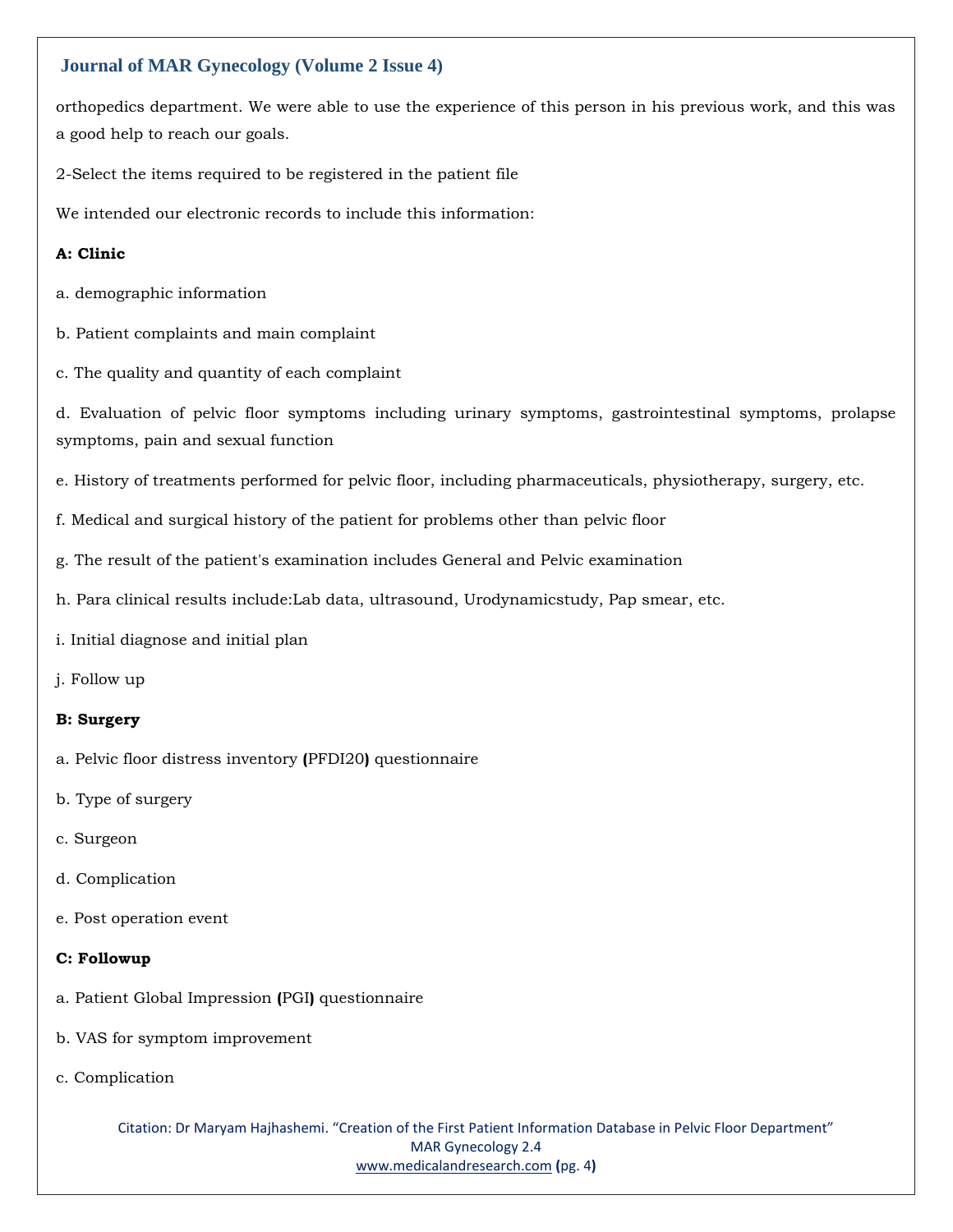orthopedics department. We were able to use the experience of this person in his previous work, and this was a good help to reach our goals.

2-Select the items required to be registered in the patient file

We intended our electronic records to include this information:

**A: Clinic**

a. demographic information

b. Patient complaints and main complaint

c. The quality and quantity of each complaint

d. Evaluation of pelvic floor symptoms including urinary symptoms, gastrointestinal symptoms, prolapse symptoms, pain and sexual function

e. History of treatments performed for pelvic floor, including pharmaceuticals, physiotherapy, surgery, etc.

f. Medical and surgical history of the patient for problems other than pelvic floor

g. The result of the patient's examination includes General and Pelvic examination

h. Para clinical results include:Lab data, ultrasound, Urodynamicstudy, Pap smear, etc.

i. Initial diagnose and initial plan

j. Follow up

**B: Surgery**

a. Pelvic floor distress inventory **(**PFDI20**)** questionnaire

b. Type of surgery

c. Surgeon

d. Complication

e. Post operation event

**C: Followup**

a. Patient Global Impression **(**PGI**)** questionnaire

b. VAS for symptom improvement

c. Complication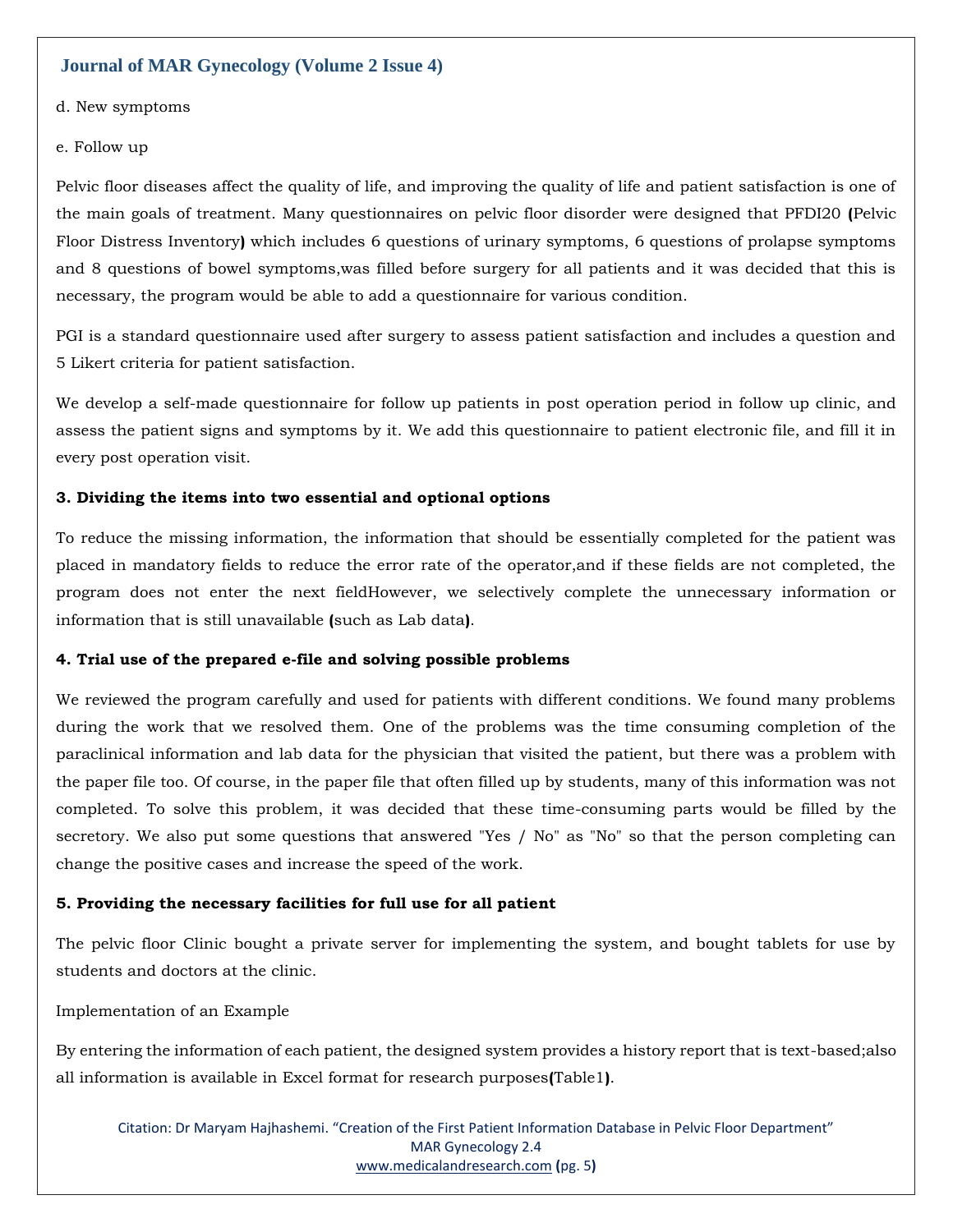d. New symptoms

e. Follow up

Pelvic floor diseases affect the quality of life, and improving the quality of life and patient satisfaction is one of the main goals of treatment. Many questionnaires on pelvic floor disorder were designed that PFDI20 **(**Pelvic Floor Distress Inventory**)** which includes 6 questions of urinary symptoms, 6 questions of prolapse symptoms and 8 questions of bowel symptoms,was filled before surgery for all patients and it was decided that this is necessary, the program would be able to add a questionnaire for various condition.

PGI is a standard questionnaire used after surgery to assess patient satisfaction and includes a question and 5 Likert criteria for patient satisfaction.

We develop a self-made questionnaire for follow up patients in post operation period in follow up clinic, and assess the patient signs and symptoms by it. We add this questionnaire to patient electronic file, and fill it in every post operation visit.

**3. Dividing the items into two essential and optional options**

To reduce the missing information, the information that should be essentially completed for the patient was placed in mandatory fields to reduce the error rate of the operator,and if these fields are not completed, the program does not enter the next fieldHowever, we selectively complete the unnecessary information or information that is still unavailable **(**such as Lab data**)**.

**4. Trial use of the prepared e-file and solving possible problems**

We reviewed the program carefully and used for patients with different conditions. We found many problems during the work that we resolved them. One of the problems was the time consuming completion of the paraclinical information and lab data for the physician that visited the patient, but there was a problem with the paper file too. Of course, in the paper file that often filled up by students, many of this information was not completed. To solve this problem, it was decided that these time-consuming parts would be filled by the secretory. We also put some questions that answered "Yes / No" as "No" so that the person completing can change the positive cases and increase the speed of the work.

**5. Providing the necessary facilities for full use for all patient**

The pelvic floor Clinic bought a private server for implementing the system, and bought tablets for use by students and doctors at the clinic.

Implementation of an Example

By entering the information of each patient, the designed system provides a history report that is text-based;also all information is available in Excel format for research purposes**(**Table1**)**.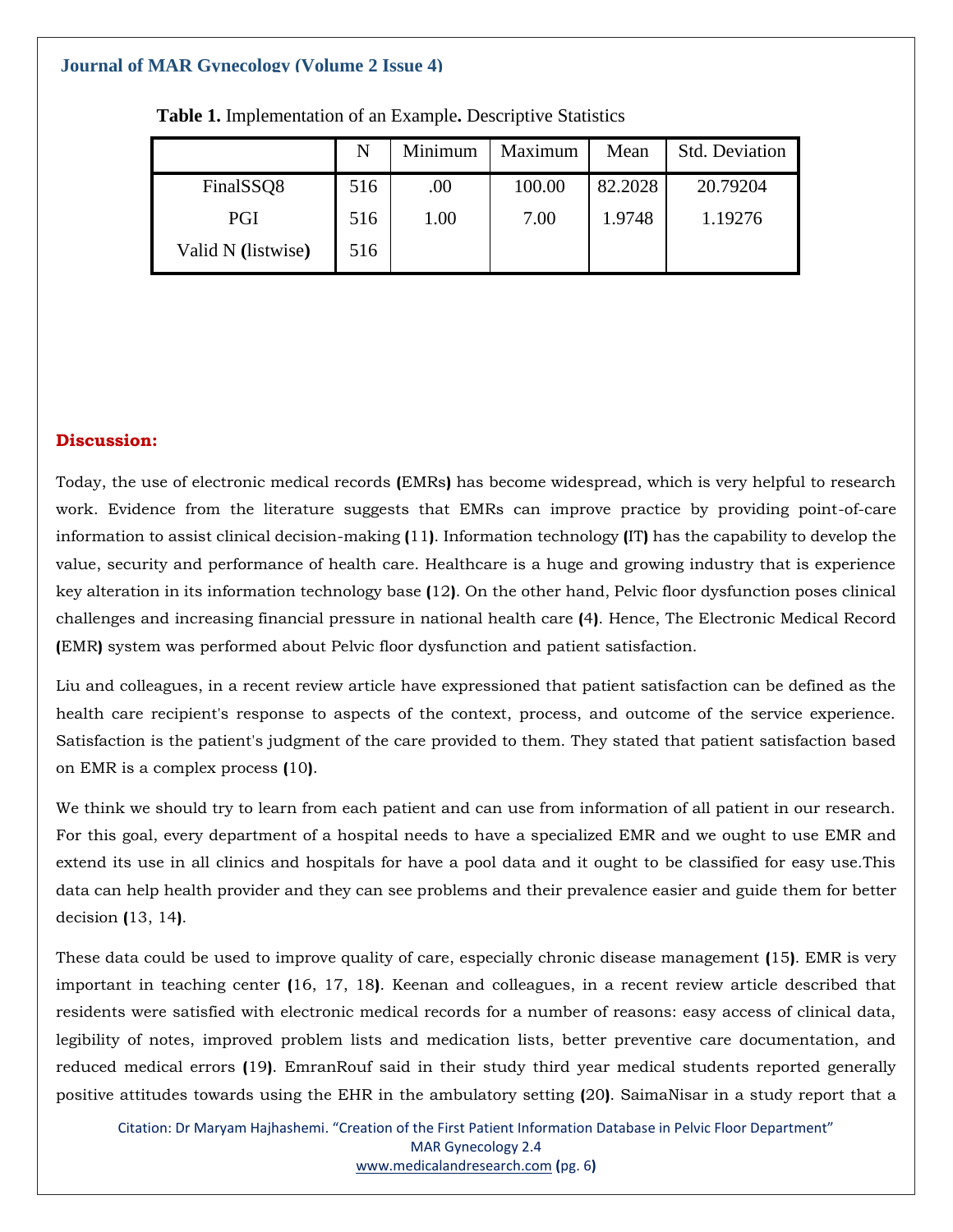**Table 1.** Implementation of an Example**.** Descriptive Statistics

| | N | Minimum | Maximum | Mean | Std. Deviation |
|---|---|---|---|---|---|
| FinalSSQ8 | 516 | .00 | 100.00 | 82.2028 | 20.79204 |
| PGI | 516 | 1.00 | 7.00 | 1.9748 | 1.19276 |
| Valid N (listwise) | 516 | | | | |

## Discussion:

Today, the use of electronic medical records (EMRs) has become widespread, which is very helpful to research work. Evidence from the literature suggests that EMRs can improve practice by providing point-of-care information to assist clinical decision-making (11). Information technology (IT) has the capability to develop the value, security and performance of health care. Healthcare is a huge and growing industry that is experience key alteration in its information technology base (12). On the other hand, Pelvic floor dysfunction poses clinical challenges and increasing financial pressure in national health care (4). Hence, The Electronic Medical Record (EMR) system was performed about Pelvic floor dysfunction and patient satisfaction.

Liu and colleagues, in a recent review article have expressioned that patient satisfaction can be defined as the health care recipient's response to aspects of the context, process, and outcome of the service experience. Satisfaction is the patient's judgment of the care provided to them. They stated that patient satisfaction based on EMR is a complex process (10).

We think we should try to learn from each patient and can use from information of all patient in our research. For this goal, every department of a hospital needs to have a specialized EMR and we ought to use EMR and extend its use in all clinics and hospitals for have a pool data and it ought to be classified for easy use.This data can help health provider and they can see problems and their prevalence easier and guide them for better decision (13, 14).

These data could be used to improve quality of care, especially chronic disease management (15). EMR is very important in teaching center (16, 17, 18). Keenan and colleagues, in a recent review article described that residents were satisfied with electronic medical records for a number of reasons: easy access of clinical data, legibility of notes, improved problem lists and medication lists, better preventive care documentation, and reduced medical errors (19). EmranRouf said in their study third year medical students reported generally positive attitudes towards using the EHR in the ambulatory setting (20). SaimaNisar in a study report that a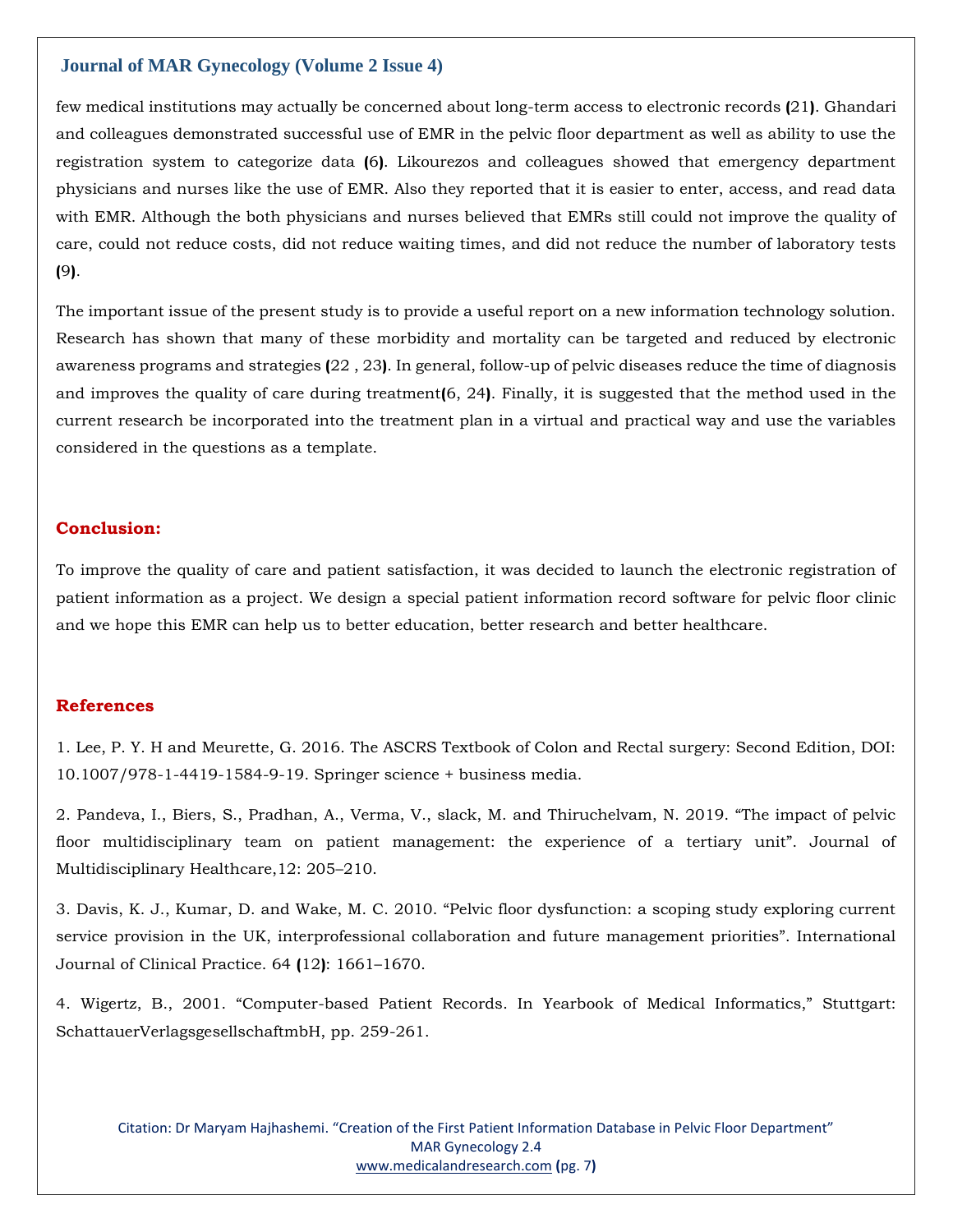few medical institutions may actually be concerned about long-term access to electronic records (21). Ghandari and colleagues demonstrated successful use of EMR in the pelvic floor department as well as ability to use the registration system to categorize data (6). Likourezos and colleagues showed that emergency department physicians and nurses like the use of EMR. Also they reported that it is easier to enter, access, and read data with EMR. Although the both physicians and nurses believed that EMRs still could not improve the quality of care, could not reduce costs, did not reduce waiting times, and did not reduce the number of laboratory tests (9).

The important issue of the present study is to provide a useful report on a new information technology solution. Research has shown that many of these morbidity and mortality can be targeted and reduced by electronic awareness programs and strategies (22 , 23). In general, follow-up of pelvic diseases reduce the time of diagnosis and improves the quality of care during treatment(6, 24). Finally, it is suggested that the method used in the current research be incorporated into the treatment plan in a virtual and practical way and use the variables considered in the questions as a template.

## Conclusion:

To improve the quality of care and patient satisfaction, it was decided to launch the electronic registration of patient information as a project. We design a special patient information record software for pelvic floor clinic and we hope this EMR can help us to better education, better research and better healthcare.

## References

1. Lee, P. Y. H and Meurette, G. 2016. The ASCRS Textbook of Colon and Rectal surgery: Second Edition, DOI: 10.1007/978-1-4419-1584-9-19. Springer science + business media.

2. Pandeva, I., Biers, S., Pradhan, A., Verma, V., slack, M. and Thiruchelvam, N. 2019. "The impact of pelvic floor multidisciplinary team on patient management: the experience of a tertiary unit". Journal of Multidisciplinary Healthcare,12: 205–210.

3. Davis, K. J., Kumar, D. and Wake, M. C. 2010. "Pelvic floor dysfunction: a scoping study exploring current service provision in the UK, interprofessional collaboration and future management priorities". International Journal of Clinical Practice. 64 (12): 1661–1670.

4. Wigertz, B., 2001. "Computer-based Patient Records. In Yearbook of Medical Informatics," Stuttgart: SchattauerVerlagsgesellschaftmbH, pp. 259-261.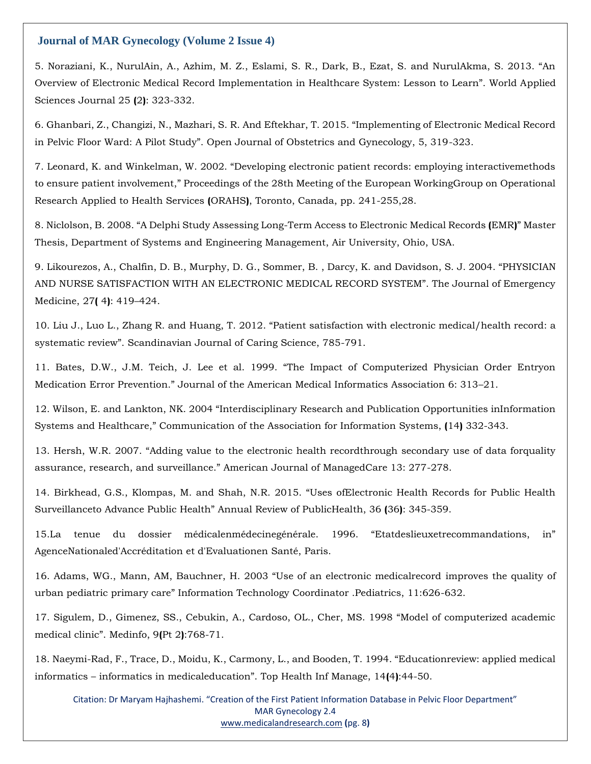5. Noraziani, K., NurulAin, A., Azhim, M. Z., Eslami, S. R., Dark, B., Ezat, S. and NurulAkma, S. 2013. "An Overview of Electronic Medical Record Implementation in Healthcare System: Lesson to Learn". World Applied Sciences Journal 25 (2): 323-332.

6. Ghanbari, Z., Changizi, N., Mazhari, S. R. And Eftekhar, T. 2015. "Implementing of Electronic Medical Record in Pelvic Floor Ward: A Pilot Study". Open Journal of Obstetrics and Gynecology, 5, 319-323.

7. Leonard, K. and Winkelman, W. 2002. "Developing electronic patient records: employing interactivemethods to ensure patient involvement," Proceedings of the 28th Meeting of the European WorkingGroup on Operational Research Applied to Health Services (ORAHS), Toronto, Canada, pp. 241-255,28.

8. Niclolson, B. 2008. "A Delphi Study Assessing Long-Term Access to Electronic Medical Records (EMR)" Master Thesis, Department of Systems and Engineering Management, Air University, Ohio, USA.

9. Likourezos, A., Chalfin, D. B., Murphy, D. G., Sommer, B. , Darcy, K. and Davidson, S. J. 2004. "PHYSICIAN AND NURSE SATISFACTION WITH AN ELECTRONIC MEDICAL RECORD SYSTEM". The Journal of Emergency Medicine, 27( 4): 419–424.

10. Liu J., Luo L., Zhang R. and Huang, T. 2012. "Patient satisfaction with electronic medical/health record: a systematic review". Scandinavian Journal of Caring Science, 785-791.

11. Bates, D.W., J.M. Teich, J. Lee et al. 1999. "The Impact of Computerized Physician Order Entryon Medication Error Prevention." Journal of the American Medical Informatics Association 6: 313–21.

12. Wilson, E. and Lankton, NK. 2004 "Interdisciplinary Research and Publication Opportunities inInformation Systems and Healthcare," Communication of the Association for Information Systems, (14) 332-343.

13. Hersh, W.R. 2007. "Adding value to the electronic health recordthrough secondary use of data forquality assurance, research, and surveillance." American Journal of ManagedCare 13: 277-278.

14. Birkhead, G.S., Klompas, M. and Shah, N.R. 2015. "Uses ofElectronic Health Records for Public Health Surveillanceto Advance Public Health" Annual Review of PublicHealth, 36 (36): 345-359.

15.La tenue du dossier médicalenmédecinegénérale. 1996. "Etatdeslieuxetrecommandations, in" AgenceNationaled'Accréditation et d'Evaluationen Santé, Paris.

16. Adams, WG., Mann, AM, Bauchner, H. 2003 "Use of an electronic medicalrecord improves the quality of urban pediatric primary care" Information Technology Coordinator .Pediatrics, 11:626-632.

17. Sigulem, D., Gimenez, SS., Cebukin, A., Cardoso, OL., Cher, MS. 1998 "Model of computerized academic medical clinic". Medinfo, 9(Pt 2):768-71.

18. Naeymi-Rad, F., Trace, D., Moidu, K., Carmony, L., and Booden, T. 1994. "Educationreview: applied medical informatics – informatics in medicaleducation". Top Health Inf Manage, 14(4):44-50.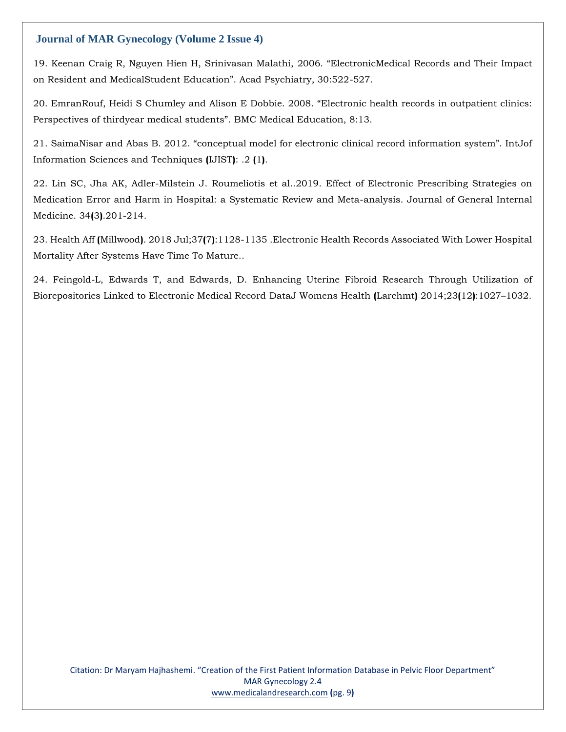19. Keenan Craig R, Nguyen Hien H, Srinivasan Malathi, 2006. “ElectronicMedical Records and Their Impact on Resident and MedicalStudent Education”. Acad Psychiatry, 30:522-527.

20. EmranRouf, Heidi S Chumley and Alison E Dobbie. 2008. “Electronic health records in outpatient clinics: Perspectives of thirdyear medical students”. BMC Medical Education, 8:13.

21. SaimaNisar and Abas B. 2012. “conceptual model for electronic clinical record information system”. IntJof Information Sciences and Techniques (IJIST): .2 (1).

22. Lin SC, Jha AK, Adler-Milstein J. Roumeliotis et al..2019. Effect of Electronic Prescribing Strategies on Medication Error and Harm in Hospital: a Systematic Review and Meta-analysis. Journal of General Internal Medicine. 34(3).201-214.

23. Health Aff (Millwood). 2018 Jul;37(7):1128-1135 .Electronic Health Records Associated With Lower Hospital Mortality After Systems Have Time To Mature..

24. Feingold-L, Edwards T, and Edwards, D. Enhancing Uterine Fibroid Research Through Utilization of Biorepositories Linked to Electronic Medical Record DataJ Womens Health (Larchmt) 2014;23(12):1027–1032.